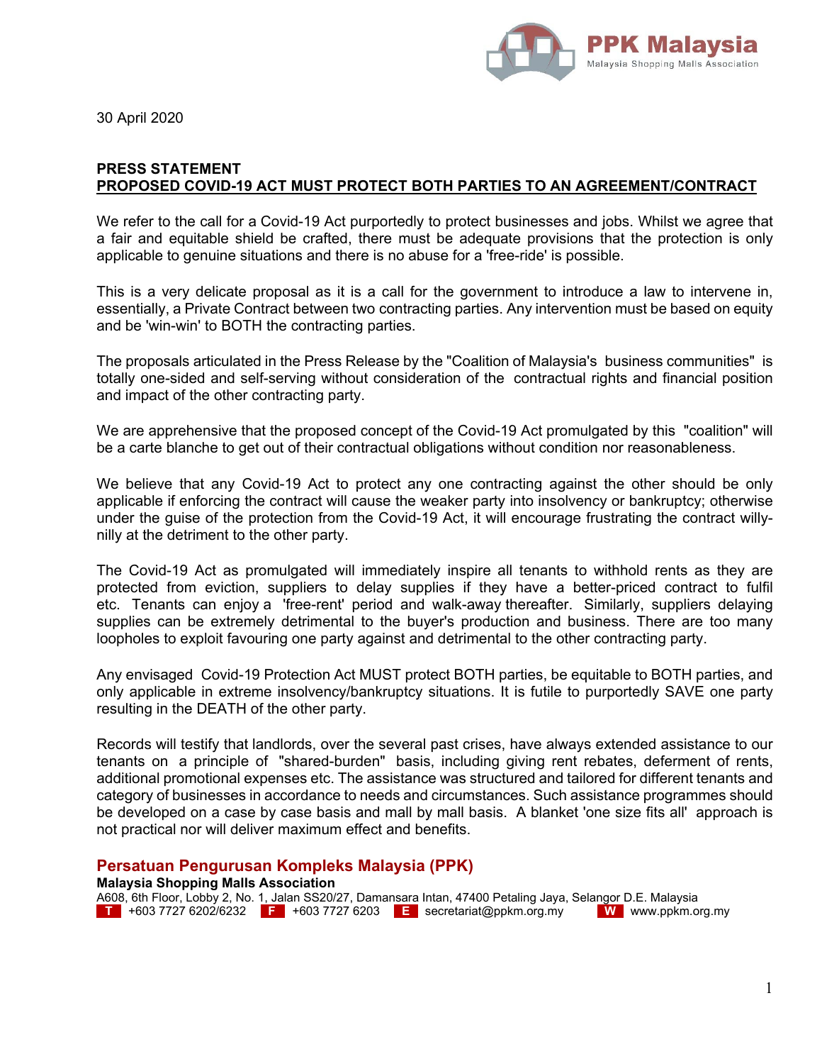PPK Malaysia
Malaysia Shopping Malls Association

30 April 2020

**PRESS STATEMENT**
**PROPOSED COVID-19 ACT MUST PROTECT BOTH PARTIES TO AN AGREEMENT/CONTRACT**

We refer to the call for a Covid-19 Act purportedly to protect businesses and jobs. Whilst we agree that a fair and equitable shield be crafted, there must be adequate provisions that the protection is only applicable to genuine situations and there is no abuse for a 'free-ride' is possible.

This is a very delicate proposal as it is a call for the government to introduce a law to intervene in, essentially, a Private Contract between two contracting parties. Any intervention must be based on equity and be 'win-win' to BOTH the contracting parties.

The proposals articulated in the Press Release by the "Coalition of Malaysia's business communities" is totally one-sided and self-serving without consideration of the contractual rights and financial position and impact of the other contracting party.

We are apprehensive that the proposed concept of the Covid-19 Act promulgated by this "coalition" will be a carte blanche to get out of their contractual obligations without condition nor reasonableness.

We believe that any Covid-19 Act to protect any one contracting against the other should be only applicable if enforcing the contract will cause the weaker party into insolvency or bankruptcy; otherwise under the guise of the protection from the Covid-19 Act, it will encourage frustrating the contract willy-nilly at the detriment to the other party.

The Covid-19 Act as promulgated will immediately inspire all tenants to withhold rents as they are protected from eviction, suppliers to delay supplies if they have a better-priced contract to fulfil etc. Tenants can enjoy a 'free-rent' period and walk-away thereafter. Similarly, suppliers delaying supplies can be extremely detrimental to the buyer's production and business. There are too many loopholes to exploit favouring one party against and detrimental to the other contracting party.

Any envisaged Covid-19 Protection Act MUST protect BOTH parties, be equitable to BOTH parties, and only applicable in extreme insolvency/bankruptcy situations. It is futile to purportedly SAVE one party resulting in the DEATH of the other party.

Records will testify that landlords, over the several past crises, have always extended assistance to our tenants on a principle of "shared-burden" basis, including giving rent rebates, deferment of rents, additional promotional expenses etc. The assistance was structured and tailored for different tenants and category of businesses in accordance to needs and circumstances. Such assistance programmes should be developed on a case by case basis and mall by mall basis. A blanket 'one size fits all' approach is not practical nor will deliver maximum effect and benefits.

**Persatuan Pengurusan Kompleks Malaysia (PPK)**
**Malaysia Shopping Malls Association**
A608, 6th Floor, Lobby 2, No. 1, Jalan SS20/27, Damansara Intan, 47400 Petaling Jaya, Selangor D.E. Malaysia
T +603 7727 6202/6232 F +603 7727 6203 E secretariat@ppkm.org.my W www.ppkm.org.my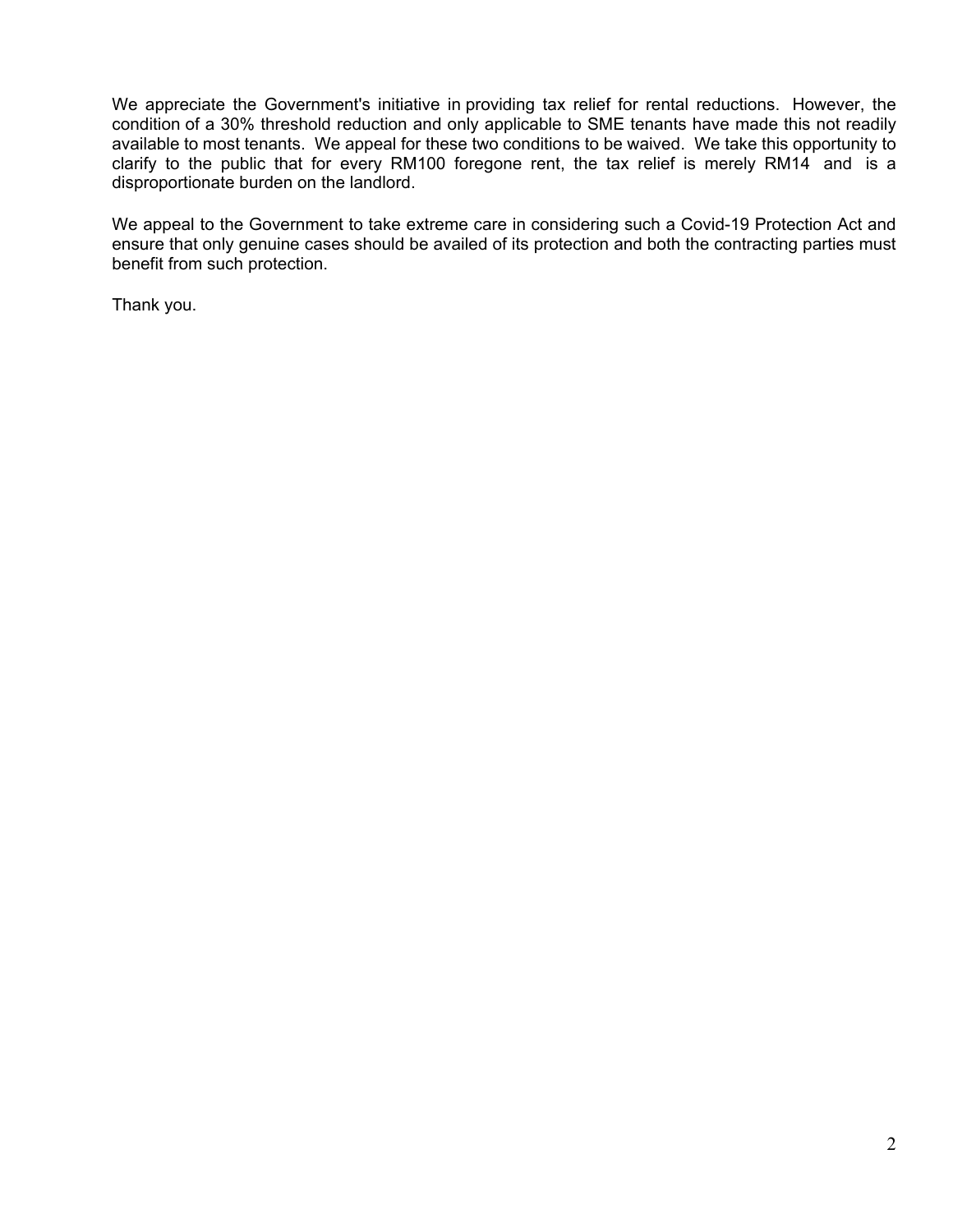We appreciate the Government's initiative in providing tax relief for rental reductions. However, the condition of a 30% threshold reduction and only applicable to SME tenants have made this not readily available to most tenants. We appeal for these two conditions to be waived. We take this opportunity to clarify to the public that for every RM100 foregone rent, the tax relief is merely RM14 and is a disproportionate burden on the landlord.

We appeal to the Government to take extreme care in considering such a Covid-19 Protection Act and ensure that only genuine cases should be availed of its protection and both the contracting parties must benefit from such protection.

Thank you.